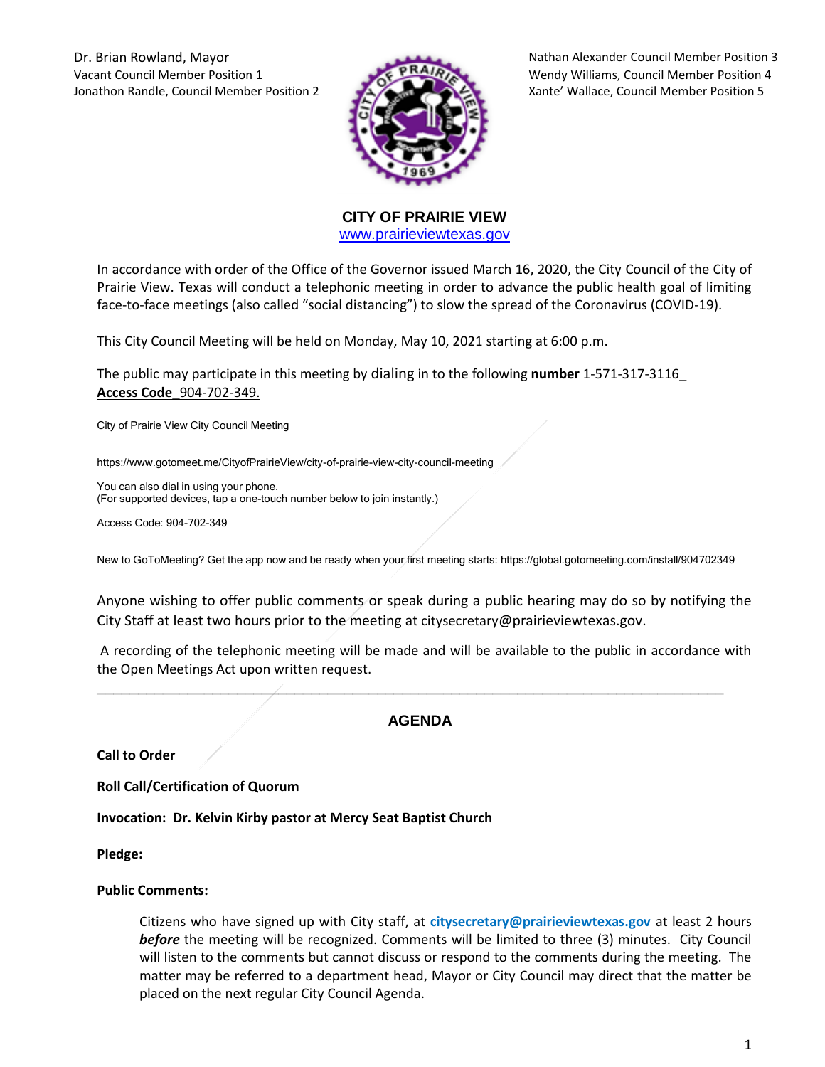Dr. Brian Rowland, Mayor
Vacant Council Member Position 1
Jonathon Randle, Council Member Position 2

Nathan Alexander Council Member Position 3
Wendy Williams, Council Member Position 4
Xante' Wallace, Council Member Position 5

**CITY OF PRAIRIE VIEW**
www.prairieviewtexas.gov

In accordance with order of the Office of the Governor issued March 16, 2020, the City Council of the City of Prairie View. Texas will conduct a telephonic meeting in order to advance the public health goal of limiting face-to-face meetings (also called "social distancing") to slow the spread of the Coronavirus (COVID-19).

This City Council Meeting will be held on Monday, May 10, 2021 starting at 6:00 p.m.

The public may participate in this meeting by dialing in to the following **number** 1-571-317-3116_ **Access Code**_904-702-349.

City of Prairie View City Council Meeting

https://www.gotomeet.me/CityofPrairieView/city-of-prairie-view-city-council-meeting

You can also dial in using your phone.
(For supported devices, tap a one-touch number below to join instantly.)

Access Code: 904-702-349

New to GoToMeeting? Get the app now and be ready when your first meeting starts: https://global.gotomeeting.com/install/904702349

Anyone wishing to offer public comments or speak during a public hearing may do so by notifying the City Staff at least two hours prior to the meeting at citysecretary@prairieviewtexas.gov.

A recording of the telephonic meeting will be made and will be available to the public in accordance with the Open Meetings Act upon written request.

---

## AGENDA

**Call to Order**

**Roll Call/Certification of Quorum**

**Invocation: Dr. Kelvin Kirby pastor at Mercy Seat Baptist Church**

**Pledge:**

**Public Comments:**

Citizens who have signed up with City staff, at **citysecretary@prairieviewtexas.gov** at least 2 hours ***before*** the meeting will be recognized. Comments will be limited to three (3) minutes. City Council will listen to the comments but cannot discuss or respond to the comments during the meeting. The matter may be referred to a department head, Mayor or City Council may direct that the matter be placed on the next regular City Council Agenda.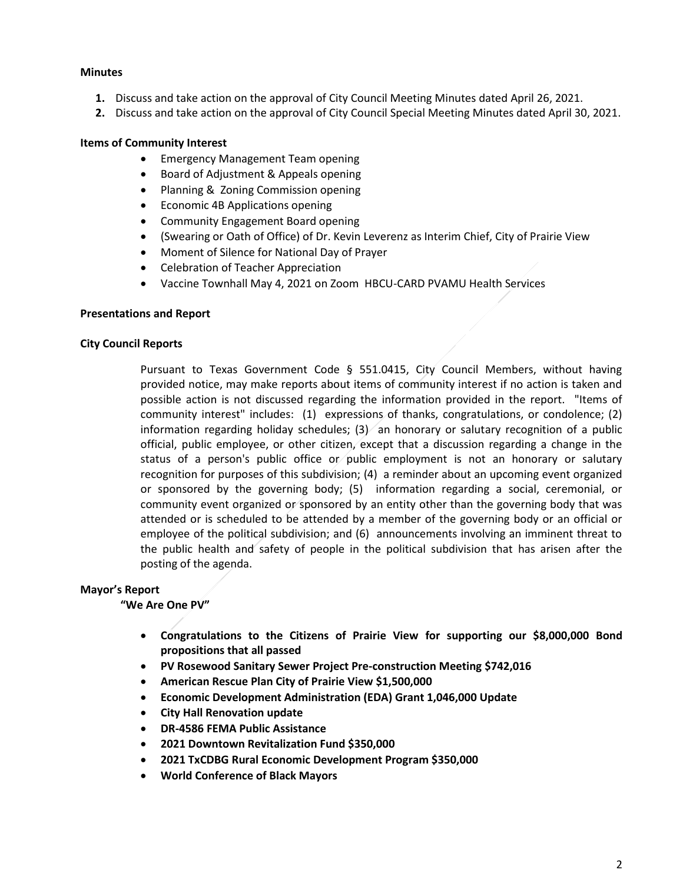**Minutes**

1. Discuss and take action on the approval of City Council Meeting Minutes dated April 26, 2021.
2. Discuss and take action on the approval of City Council Special Meeting Minutes dated April 30, 2021.

**Items of Community Interest**

- Emergency Management Team opening
- Board of Adjustment & Appeals opening
- Planning & Zoning Commission opening
- Economic 4B Applications opening
- Community Engagement Board opening
- (Swearing or Oath of Office) of Dr. Kevin Leverenz as Interim Chief, City of Prairie View
- Moment of Silence for National Day of Prayer
- Celebration of Teacher Appreciation
- Vaccine Townhall May 4, 2021 on Zoom HBCU-CARD PVAMU Health Services

**Presentations and Report**

**City Council Reports**

Pursuant to Texas Government Code § 551.0415, City Council Members, without having provided notice, may make reports about items of community interest if no action is taken and possible action is not discussed regarding the information provided in the report. "Items of community interest" includes: (1) expressions of thanks, congratulations, or condolence; (2) information regarding holiday schedules; (3) an honorary or salutary recognition of a public official, public employee, or other citizen, except that a discussion regarding a change in the status of a person's public office or public employment is not an honorary or salutary recognition for purposes of this subdivision; (4) a reminder about an upcoming event organized or sponsored by the governing body; (5) information regarding a social, ceremonial, or community event organized or sponsored by an entity other than the governing body that was attended or is scheduled to be attended by a member of the governing body or an official or employee of the political subdivision; and (6) announcements involving an imminent threat to the public health and safety of people in the political subdivision that has arisen after the posting of the agenda.

**Mayor's Report**

**"We Are One PV"**

- **Congratulations to the Citizens of Prairie View for supporting our $8,000,000 Bond propositions that all passed**
- **PV Rosewood Sanitary Sewer Project Pre-construction Meeting $742,016**
- **American Rescue Plan City of Prairie View $1,500,000**
- **Economic Development Administration (EDA) Grant 1,046,000 Update**
- **City Hall Renovation update**
- **DR-4586 FEMA Public Assistance**
- **2021 Downtown Revitalization Fund $350,000**
- **2021 TxCDBG Rural Economic Development Program $350,000**
- **World Conference of Black Mayors**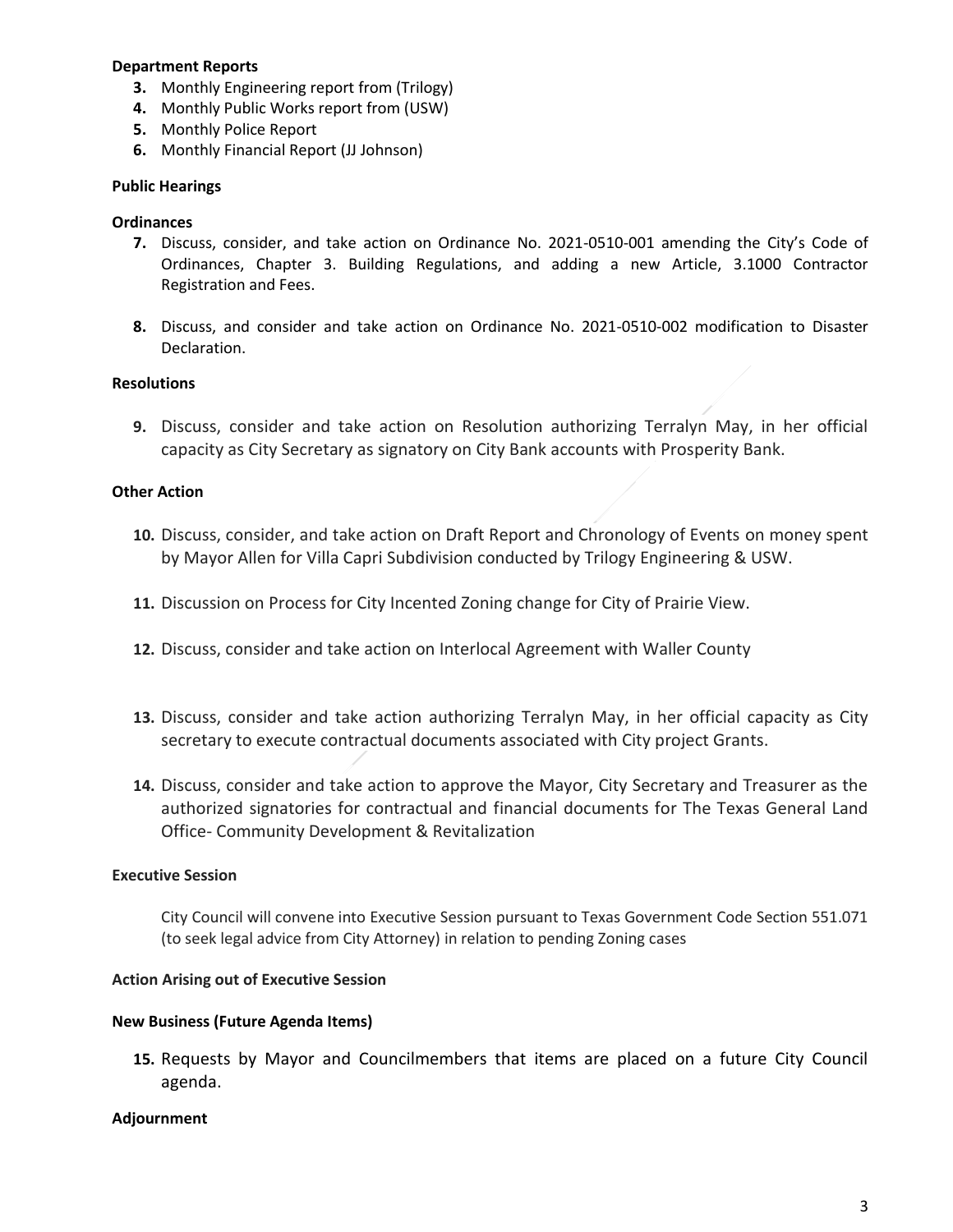**Department Reports**

3. Monthly Engineering report from (Trilogy)
4. Monthly Public Works report from (USW)
5. Monthly Police Report
6. Monthly Financial Report (JJ Johnson)

**Public Hearings**

**Ordinances**

7. Discuss, consider, and take action on Ordinance No. 2021-0510-001 amending the City's Code of Ordinances, Chapter 3. Building Regulations, and adding a new Article, 3.1000 Contractor Registration and Fees.

8. Discuss, and consider and take action on Ordinance No. 2021-0510-002 modification to Disaster Declaration.

**Resolutions**

9. Discuss, consider and take action on Resolution authorizing Terralyn May, in her official capacity as City Secretary as signatory on City Bank accounts with Prosperity Bank.

**Other Action**

10. Discuss, consider, and take action on Draft Report and Chronology of Events on money spent by Mayor Allen for Villa Capri Subdivision conducted by Trilogy Engineering & USW.

11. Discussion on Process for City Incented Zoning change for City of Prairie View.

12. Discuss, consider and take action on Interlocal Agreement with Waller County

13. Discuss, consider and take action authorizing Terralyn May, in her official capacity as City secretary to execute contractual documents associated with City project Grants.

14. Discuss, consider and take action to approve the Mayor, City Secretary and Treasurer as the authorized signatories for contractual and financial documents for The Texas General Land Office- Community Development & Revitalization

**Executive Session**

City Council will convene into Executive Session pursuant to Texas Government Code Section 551.071 (to seek legal advice from City Attorney) in relation to pending Zoning cases

**Action Arising out of Executive Session**

**New Business (Future Agenda Items)**

15. Requests by Mayor and Councilmembers that items are placed on a future City Council agenda.

**Adjournment**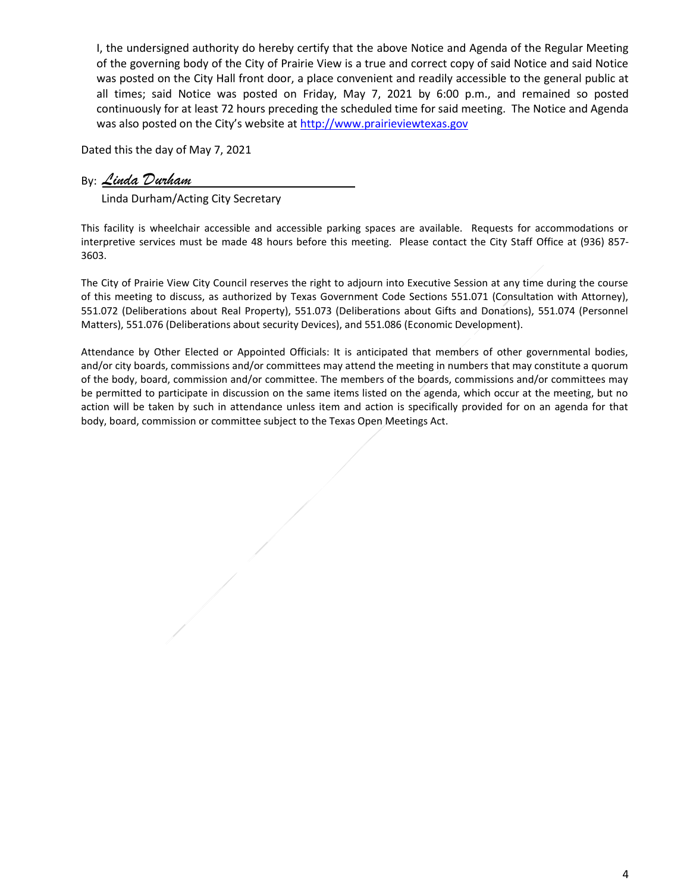I, the undersigned authority do hereby certify that the above Notice and Agenda of the Regular Meeting of the governing body of the City of Prairie View is a true and correct copy of said Notice and said Notice was posted on the City Hall front door, a place convenient and readily accessible to the general public at all times; said Notice was posted on Friday, May 7, 2021 by 6:00 p.m., and remained so posted continuously for at least 72 hours preceding the scheduled time for said meeting. The Notice and Agenda was also posted on the City's website at http://www.prairieviewtexas.gov

Dated this the day of May 7, 2021

By: *Linda Durham*

Linda Durham/Acting City Secretary

This facility is wheelchair accessible and accessible parking spaces are available. Requests for accommodations or interpretive services must be made 48 hours before this meeting. Please contact the City Staff Office at (936) 857-3603.

The City of Prairie View City Council reserves the right to adjourn into Executive Session at any time during the course of this meeting to discuss, as authorized by Texas Government Code Sections 551.071 (Consultation with Attorney), 551.072 (Deliberations about Real Property), 551.073 (Deliberations about Gifts and Donations), 551.074 (Personnel Matters), 551.076 (Deliberations about security Devices), and 551.086 (Economic Development).

Attendance by Other Elected or Appointed Officials: It is anticipated that members of other governmental bodies, and/or city boards, commissions and/or committees may attend the meeting in numbers that may constitute a quorum of the body, board, commission and/or committee. The members of the boards, commissions and/or committees may be permitted to participate in discussion on the same items listed on the agenda, which occur at the meeting, but no action will be taken by such in attendance unless item and action is specifically provided for on an agenda for that body, board, commission or committee subject to the Texas Open Meetings Act.